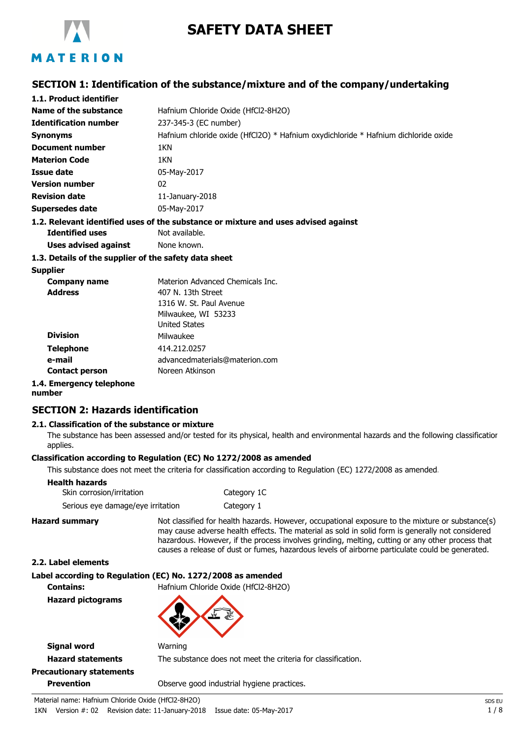# SAFETY DATA SHEET

## SECTION 1: Identification of the substance/mixture and of the company/undertaking

### 1.1. Product identifier

| | |
|---|---|
| **Name of the substance** | Hafnium Chloride Oxide (HfCl2-8H2O) |
| **Identification number** | 237-345-3 (EC number) |
| **Synonyms** | Hafnium chloride oxide (HfCl2O) * Hafnium oxydichloride * Hafnium dichloride oxide |
| **Document number** | 1KN |
| **Materion Code** | 1KN |
| **Issue date** | 05-May-2017 |
| **Version number** | 02 |
| **Revision date** | 11-January-2018 |
| **Supersedes date** | 05-May-2017 |

### 1.2. Relevant identified uses of the substance or mixture and uses advised against

| | |
|---|---|
| **Identified uses** | Not available. |
| **Uses advised against** | None known. |

### 1.3. Details of the supplier of the safety data sheet

**Supplier**

| | |
|---|---|
| **Company name** | Materion Advanced Chemicals Inc. |
| **Address** | 407 N. 13th Street<br>1316 W. St. Paul Avenue<br>Milwaukee, WI 53233<br>United States |
| **Division** | Milwaukee |
| **Telephone** | 414.212.0257 |
| **e-mail** | advancedmaterials@materion.com |
| **Contact person** | Noreen Atkinson |

### 1.4. Emergency telephone number

## SECTION 2: Hazards identification

### 2.1. Classification of the substance or mixture

The substance has been assessed and/or tested for its physical, health and environmental hazards and the following classification applies.

**Classification according to Regulation (EC) No 1272/2008 as amended**

This substance does not meet the criteria for classification according to Regulation (EC) 1272/2008 as amended.

**Health hazards**

| | |
|---|---|
| Skin corrosion/irritation | Category 1C |
| Serious eye damage/eye irritation | Category 1 |

**Hazard summary** Not classified for health hazards. However, occupational exposure to the mixture or substance(s) may cause adverse health effects. The material as sold in solid form is generally not considered hazardous. However, if the process involves grinding, melting, cutting or any other process that causes a release of dust or fumes, hazardous levels of airborne particulate could be generated.

### 2.2. Label elements

**Label according to Regulation (EC) No. 1272/2008 as amended**

| | |
|---|---|
| **Contains:** | Hafnium Chloride Oxide (HfCl2-8H2O) |
| **Hazard pictograms** | |
| **Signal word** | Warning |
| **Hazard statements** | The substance does not meet the criteria for classification. |

**Precautionary statements**

| | |
|---|---|
| **Prevention** | Observe good industrial hygiene practices. |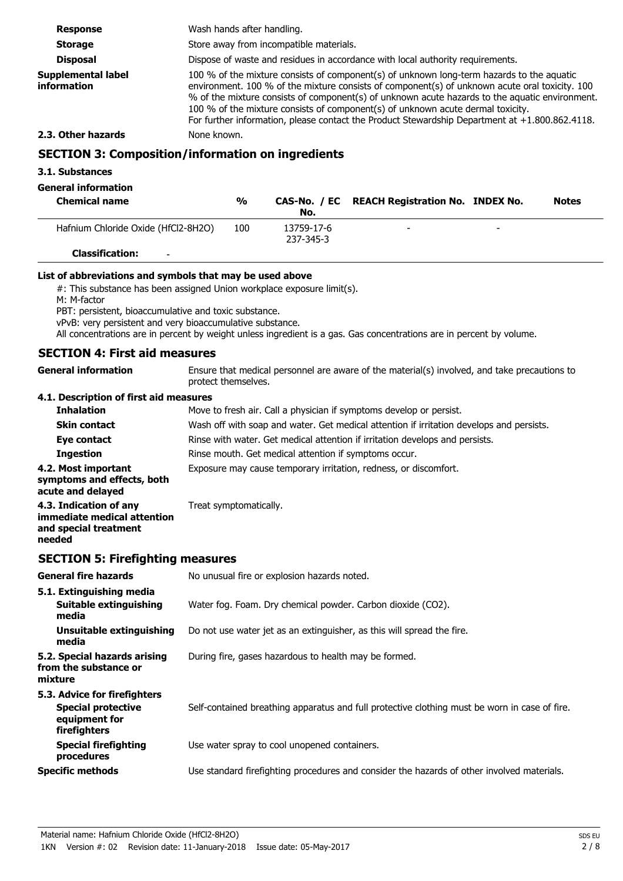| | |
|---|---|
| **Response** | Wash hands after handling. |
| **Storage** | Store away from incompatible materials. |
| **Disposal** | Dispose of waste and residues in accordance with local authority requirements. |
| **Supplemental label information** | 100 % of the mixture consists of component(s) of unknown long-term hazards to the aquatic environment. 100 % of the mixture consists of component(s) of unknown acute oral toxicity. 100 % of the mixture consists of component(s) of unknown acute hazards to the aquatic environment. 100 % of the mixture consists of component(s) of unknown acute dermal toxicity. For further information, please contact the Product Stewardship Department at +1.800.862.4118. |
| **2.3. Other hazards** | None known. |

## SECTION 3: Composition/information on ingredients

### 3.1. Substances

**General information**

| Chemical name | % | CAS-No. / EC No. | REACH Registration No. | INDEX No. | Notes |
|---|---|---|---|---|---|
| Hafnium Chloride Oxide (HfCl2-8H2O) | 100 | 13759-17-6<br>237-345-3 | - | - | |
| **Classification:** - | | | | | |

**List of abbreviations and symbols that may be used above**

#: This substance has been assigned Union workplace exposure limit(s).
M: M-factor
PBT: persistent, bioaccumulative and toxic substance.
vPvB: very persistent and very bioaccumulative substance.
All concentrations are in percent by weight unless ingredient is a gas. Gas concentrations are in percent by volume.

## SECTION 4: First aid measures

| | |
|---|---|
| **General information** | Ensure that medical personnel are aware of the material(s) involved, and take precautions to protect themselves. |
| **4.1. Description of first aid measures** | |
| **Inhalation** | Move to fresh air. Call a physician if symptoms develop or persist. |
| **Skin contact** | Wash off with soap and water. Get medical attention if irritation develops and persists. |
| **Eye contact** | Rinse with water. Get medical attention if irritation develops and persists. |
| **Ingestion** | Rinse mouth. Get medical attention if symptoms occur. |
| **4.2. Most important symptoms and effects, both acute and delayed** | Exposure may cause temporary irritation, redness, or discomfort. |
| **4.3. Indication of any immediate medical attention and special treatment needed** | Treat symptomatically. |

## SECTION 5: Firefighting measures

| | |
|---|---|
| **General fire hazards** | No unusual fire or explosion hazards noted. |
| **5.1. Extinguishing media** | |
| **Suitable extinguishing media** | Water fog. Foam. Dry chemical powder. Carbon dioxide ($CO_2$). |
| **Unsuitable extinguishing media** | Do not use water jet as an extinguisher, as this will spread the fire. |
| **5.2. Special hazards arising from the substance or mixture** | During fire, gases hazardous to health may be formed. |
| **5.3. Advice for firefighters** | |
| **Special protective equipment for firefighters** | Self-contained breathing apparatus and full protective clothing must be worn in case of fire. |
| **Special firefighting procedures** | Use water spray to cool unopened containers. |
| **Specific methods** | Use standard firefighting procedures and consider the hazards of other involved materials. |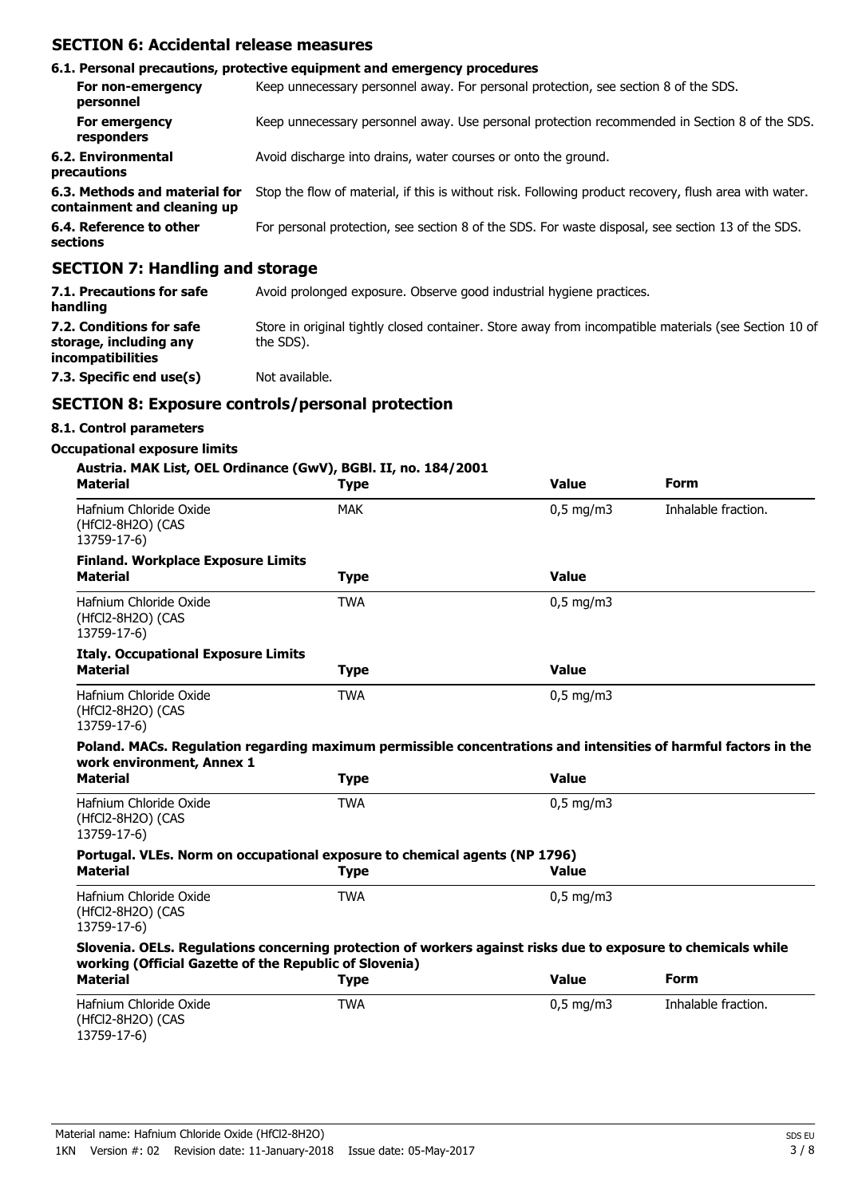## SECTION 6: Accidental release measures

### 6.1. Personal precautions, protective equipment and emergency procedures

| | |
|---|---|
| **For non-emergency personnel** | Keep unnecessary personnel away. For personal protection, see section 8 of the SDS. |
| **For emergency responders** | Keep unnecessary personnel away. Use personal protection recommended in Section 8 of the SDS. |
| **6.2. Environmental precautions** | Avoid discharge into drains, water courses or onto the ground. |
| **6.3. Methods and material for containment and cleaning up** | Stop the flow of material, if this is without risk. Following product recovery, flush area with water. |
| **6.4. Reference to other sections** | For personal protection, see section 8 of the SDS. For waste disposal, see section 13 of the SDS. |

## SECTION 7: Handling and storage

| | |
|---|---|
| **7.1. Precautions for safe handling** | Avoid prolonged exposure. Observe good industrial hygiene practices. |
| **7.2. Conditions for safe storage, including any incompatibilities** | Store in original tightly closed container. Store away from incompatible materials (see Section 10 of the SDS). |
| **7.3. Specific end use(s)** | Not available. |

## SECTION 8: Exposure controls/personal protection

### 8.1. Control parameters

**Occupational exposure limits**

**Austria. MAK List, OEL Ordinance (GwV), BGBl. II, no. 184/2001**

| Material | Type | Value | Form |
|---|---|---|---|
| Hafnium Chloride Oxide (HfCl2-8H2O) (CAS 13759-17-6) | MAK | 0,5 mg/m3 | Inhalable fraction. |

**Finland. Workplace Exposure Limits**

| Material | Type | Value |
|---|---|---|
| Hafnium Chloride Oxide (HfCl2-8H2O) (CAS 13759-17-6) | TWA | 0,5 mg/m3 |

**Italy. Occupational Exposure Limits**

| Material | Type | Value |
|---|---|---|
| Hafnium Chloride Oxide (HfCl2-8H2O) (CAS 13759-17-6) | TWA | 0,5 mg/m3 |

**Poland. MACs. Regulation regarding maximum permissible concentrations and intensities of harmful factors in the work environment, Annex 1**

| Material | Type | Value |
|---|---|---|
| Hafnium Chloride Oxide (HfCl2-8H2O) (CAS 13759-17-6) | TWA | 0,5 mg/m3 |

**Portugal. VLEs. Norm on occupational exposure to chemical agents (NP 1796)**

| Material | Type | Value |
|---|---|---|
| Hafnium Chloride Oxide (HfCl2-8H2O) (CAS 13759-17-6) | TWA | 0,5 mg/m3 |

**Slovenia. OELs. Regulations concerning protection of workers against risks due to exposure to chemicals while working (Official Gazette of the Republic of Slovenia)**

| Material | Type | Value | Form |
|---|---|---|---|
| Hafnium Chloride Oxide (HfCl2-8H2O) (CAS 13759-17-6) | TWA | 0,5 mg/m3 | Inhalable fraction. |

Material name: Hafnium Chloride Oxide (HfCl2-8H2O)
1KN Version #: 02 Revision date: 11-January-2018 Issue date: 05-May-2017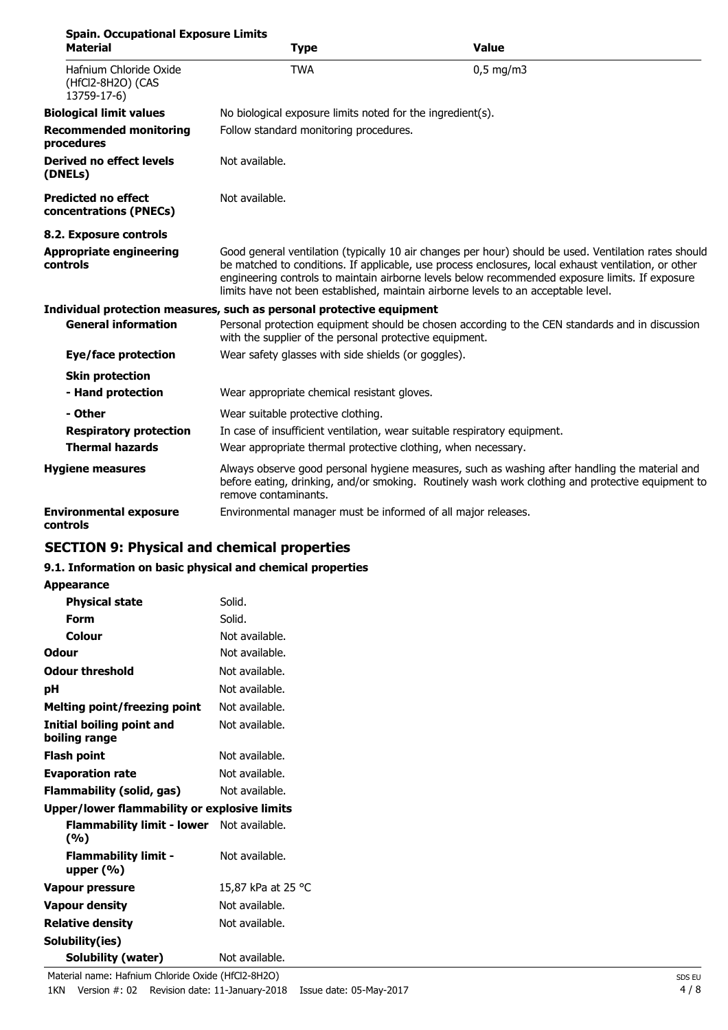**Spain. Occupational Exposure Limits**

| Material | Type | Value |
|---|---|---|
| Hafnium Chloride Oxide (HfCl2-8H2O) (CAS 13759-17-6) | TWA | 0,5 mg/m3 |

| | |
|---|---|
| **Biological limit values** | No biological exposure limits noted for the ingredient(s). |
| **Recommended monitoring procedures** | Follow standard monitoring procedures. |
| **Derived no effect levels (DNELs)** | Not available. |
| **Predicted no effect concentrations (PNECs)** | Not available. |

**8.2. Exposure controls**

| | |
|---|---|
| **Appropriate engineering controls** | Good general ventilation (typically 10 air changes per hour) should be used. Ventilation rates should be matched to conditions. If applicable, use process enclosures, local exhaust ventilation, or other engineering controls to maintain airborne levels below recommended exposure limits. If exposure limits have not been established, maintain airborne levels to an acceptable level. |

**Individual protection measures, such as personal protective equipment**

| | |
|---|---|
| **General information** | Personal protection equipment should be chosen according to the CEN standards and in discussion with the supplier of the personal protective equipment. |
| **Eye/face protection** | Wear safety glasses with side shields (or goggles). |
| **Skin protection** | |
| **- Hand protection** | Wear appropriate chemical resistant gloves. |
| **- Other** | Wear suitable protective clothing. |
| **Respiratory protection** | In case of insufficient ventilation, wear suitable respiratory equipment. |
| **Thermal hazards** | Wear appropriate thermal protective clothing, when necessary. |
| **Hygiene measures** | Always observe good personal hygiene measures, such as washing after handling the material and before eating, drinking, and/or smoking. Routinely wash work clothing and protective equipment to remove contaminants. |
| **Environmental exposure controls** | Environmental manager must be informed of all major releases. |

## SECTION 9: Physical and chemical properties

**9.1. Information on basic physical and chemical properties**

| | |
|---|---|
| **Appearance** | |
| **Physical state** | Solid. |
| **Form** | Solid. |
| **Colour** | Not available. |
| **Odour** | Not available. |
| **Odour threshold** | Not available. |
| **pH** | Not available. |
| **Melting point/freezing point** | Not available. |
| **Initial boiling point and boiling range** | Not available. |
| **Flash point** | Not available. |
| **Evaporation rate** | Not available. |
| **Flammability (solid, gas)** | Not available. |
| **Upper/lower flammability or explosive limits** | |
| **Flammability limit - lower (%)** | Not available. |
| **Flammability limit - upper (%)** | Not available. |
| **Vapour pressure** | 15,87 kPa at 25 °C |
| **Vapour density** | Not available. |
| **Relative density** | Not available. |
| **Solubility(ies)** | |
| **Solubility (water)** | Not available. |

Material name: Hafnium Chloride Oxide (HfCl2-8H2O)

1KN Version #: 02 Revision date: 11-January-2018 Issue date: 05-May-2017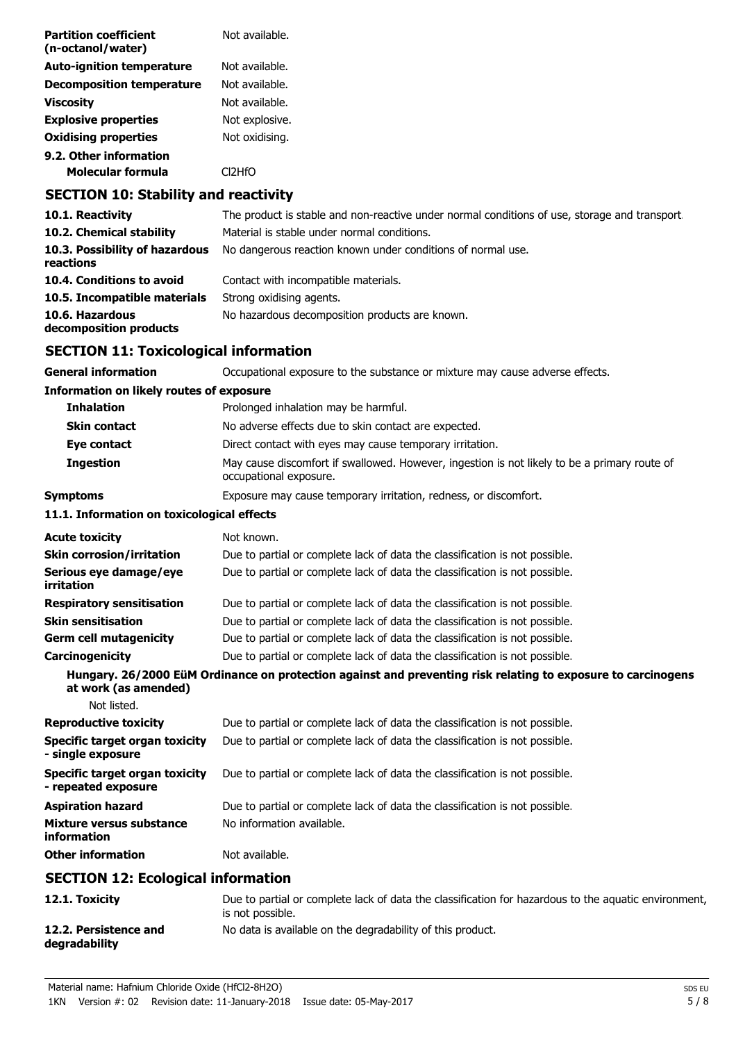| | |
|---|---|
| **Partition coefficient (n-octanol/water)** | Not available. |
| **Auto-ignition temperature** | Not available. |
| **Decomposition temperature** | Not available. |
| **Viscosity** | Not available. |
| **Explosive properties** | Not explosive. |
| **Oxidising properties** | Not oxidising. |
| **9.2. Other information** | |
| **Molecular formula** | $Cl_2HfO$ |

## SECTION 10: Stability and reactivity

| | |
|---|---|
| **10.1. Reactivity** | The product is stable and non-reactive under normal conditions of use, storage and transport. |
| **10.2. Chemical stability** | Material is stable under normal conditions. |
| **10.3. Possibility of hazardous reactions** | No dangerous reaction known under conditions of normal use. |
| **10.4. Conditions to avoid** | Contact with incompatible materials. |
| **10.5. Incompatible materials** | Strong oxidising agents. |
| **10.6. Hazardous decomposition products** | No hazardous decomposition products are known. |

## SECTION 11: Toxicological information

| | |
|---|---|
| **General information** | Occupational exposure to the substance or mixture may cause adverse effects. |
| **Information on likely routes of exposure** | |
| **Inhalation** | Prolonged inhalation may be harmful. |
| **Skin contact** | No adverse effects due to skin contact are expected. |
| **Eye contact** | Direct contact with eyes may cause temporary irritation. |
| **Ingestion** | May cause discomfort if swallowed. However, ingestion is not likely to be a primary route of occupational exposure. |
| **Symptoms** | Exposure may cause temporary irritation, redness, or discomfort. |

### 11.1. Information on toxicological effects

| | |
|---|---|
| **Acute toxicity** | Not known. |
| **Skin corrosion/irritation** | Due to partial or complete lack of data the classification is not possible. |
| **Serious eye damage/eye irritation** | Due to partial or complete lack of data the classification is not possible. |
| **Respiratory sensitisation** | Due to partial or complete lack of data the classification is not possible. |
| **Skin sensitisation** | Due to partial or complete lack of data the classification is not possible. |
| **Germ cell mutagenicity** | Due to partial or complete lack of data the classification is not possible. |
| **Carcinogenicity** | Due to partial or complete lack of data the classification is not possible. |

**Hungary. 26/2000 EüM Ordinance on protection against and preventing risk relating to exposure to carcinogens at work (as amended)**

Not listed.

| | |
|---|---|
| **Reproductive toxicity** | Due to partial or complete lack of data the classification is not possible. |
| **Specific target organ toxicity - single exposure** | Due to partial or complete lack of data the classification is not possible. |
| **Specific target organ toxicity - repeated exposure** | Due to partial or complete lack of data the classification is not possible. |
| **Aspiration hazard** | Due to partial or complete lack of data the classification is not possible. |
| **Mixture versus substance information** | No information available. |
| **Other information** | Not available. |

## SECTION 12: Ecological information

| | |
|---|---|
| **12.1. Toxicity** | Due to partial or complete lack of data the classification for hazardous to the aquatic environment, is not possible. |
| **12.2. Persistence and degradability** | No data is available on the degradability of this product. |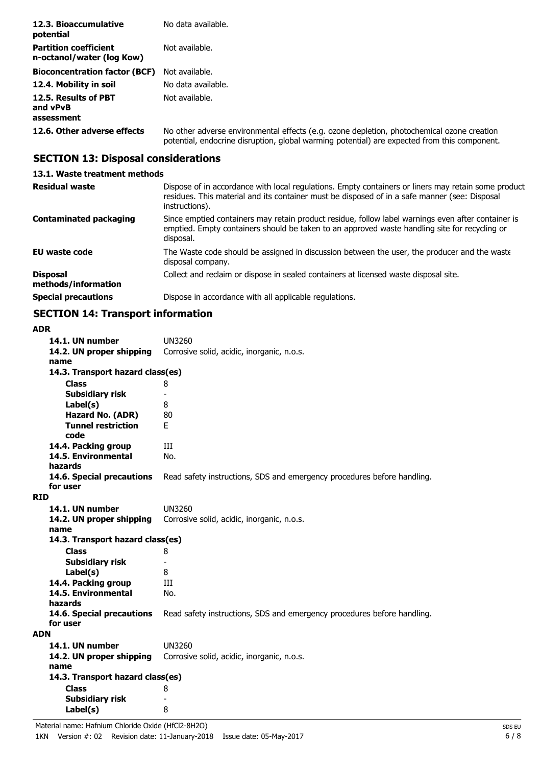| | |
|---|---|
| **12.3. Bioaccumulative potential** | No data available. |
| **Partition coefficient n-octanol/water (log Kow)** | Not available. |
| **Bioconcentration factor (BCF)** | Not available. |
| **12.4. Mobility in soil** | No data available. |
| **12.5. Results of PBT and vPvB assessment** | Not available. |
| **12.6. Other adverse effects** | No other adverse environmental effects (e.g. ozone depletion, photochemical ozone creation potential, endocrine disruption, global warming potential) are expected from this component. |

## SECTION 13: Disposal considerations

### 13.1. Waste treatment methods

| | |
|---|---|
| **Residual waste** | Dispose of in accordance with local regulations. Empty containers or liners may retain some product residues. This material and its container must be disposed of in a safe manner (see: Disposal instructions). |
| **Contaminated packaging** | Since emptied containers may retain product residue, follow label warnings even after container is emptied. Empty containers should be taken to an approved waste handling site for recycling or disposal. |
| **EU waste code** | The Waste code should be assigned in discussion between the user, the producer and the waste disposal company. |
| **Disposal methods/information** | Collect and reclaim or dispose in sealed containers at licensed waste disposal site. |
| **Special precautions** | Dispose in accordance with all applicable regulations. |

## SECTION 14: Transport information

**ADR**

| | |
|---|---|
| **14.1. UN number** | UN3260 |
| **14.2. UN proper shipping name** | Corrosive solid, acidic, inorganic, n.o.s. |
| **14.3. Transport hazard class(es)** | |
| **Class** | 8 |
| **Subsidiary risk** | - |
| **Label(s)** | 8 |
| **Hazard No. (ADR)** | 80 |
| **Tunnel restriction code** | E |
| **14.4. Packing group** | III |
| **14.5. Environmental hazards** | No. |
| **14.6. Special precautions for user** | Read safety instructions, SDS and emergency procedures before handling. |

**RID**

| | |
|---|---|
| **14.1. UN number** | UN3260 |
| **14.2. UN proper shipping name** | Corrosive solid, acidic, inorganic, n.o.s. |
| **14.3. Transport hazard class(es)** | |
| **Class** | 8 |
| **Subsidiary risk** | - |
| **Label(s)** | 8 |
| **14.4. Packing group** | III |
| **14.5. Environmental hazards** | No. |
| **14.6. Special precautions for user** | Read safety instructions, SDS and emergency procedures before handling. |

**ADN**

| | |
|---|---|
| **14.1. UN number** | UN3260 |
| **14.2. UN proper shipping name** | Corrosive solid, acidic, inorganic, n.o.s. |
| **14.3. Transport hazard class(es)** | |
| **Class** | 8 |
| **Subsidiary risk** | - |
| **Label(s)** | 8 |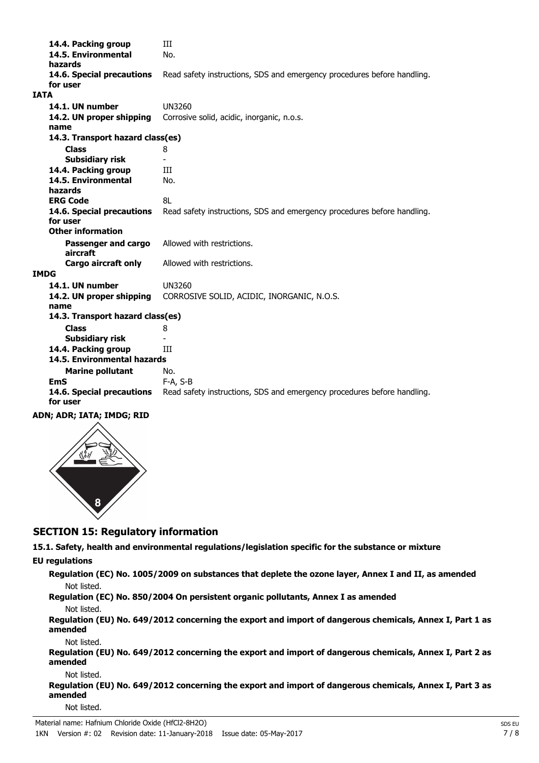| | |
|---|---|
| **14.4. Packing group** | III |
| **14.5. Environmental hazards** | No. |
| **14.6. Special precautions for user** | Read safety instructions, SDS and emergency procedures before handling. |

**IATA**

| | |
|---|---|
| **14.1. UN number** | UN3260 |
| **14.2. UN proper shipping name** | Corrosive solid, acidic, inorganic, n.o.s. |
| **14.3. Transport hazard class(es)** | |
| **Class** | 8 |
| **Subsidiary risk** | - |
| **14.4. Packing group** | III |
| **14.5. Environmental hazards** | No. |
| **ERG Code** | 8L |
| **14.6. Special precautions for user** | Read safety instructions, SDS and emergency procedures before handling. |
| **Other information** | |
| **Passenger and cargo aircraft** | Allowed with restrictions. |
| **Cargo aircraft only** | Allowed with restrictions. |

**IMDG**

| | |
|---|---|
| **14.1. UN number** | UN3260 |
| **14.2. UN proper shipping name** | CORROSIVE SOLID, ACIDIC, INORGANIC, N.O.S. |
| **14.3. Transport hazard class(es)** | |
| **Class** | 8 |
| **Subsidiary risk** | - |
| **14.4. Packing group** | III |
| **14.5. Environmental hazards** | |
| **Marine pollutant** | No. |
| **EmS** | F-A, S-B |
| **14.6. Special precautions for user** | Read safety instructions, SDS and emergency procedures before handling. |

**ADN; ADR; IATA; IMDG; RID**

## SECTION 15: Regulatory information

**15.1. Safety, health and environmental regulations/legislation specific for the substance or mixture**

**EU regulations**

**Regulation (EC) No. 1005/2009 on substances that deplete the ozone layer, Annex I and II, as amended**

Not listed.

**Regulation (EC) No. 850/2004 On persistent organic pollutants, Annex I as amended**

Not listed.

**Regulation (EU) No. 649/2012 concerning the export and import of dangerous chemicals, Annex I, Part 1 as amended**

Not listed.

**Regulation (EU) No. 649/2012 concerning the export and import of dangerous chemicals, Annex I, Part 2 as amended**

Not listed.

**Regulation (EU) No. 649/2012 concerning the export and import of dangerous chemicals, Annex I, Part 3 as amended**

Not listed.

Material name: Hafnium Chloride Oxide ($HfCl_2$-$8H_2O$)

1KN Version #: 02 Revision date: 11-January-2018 Issue date: 05-May-2017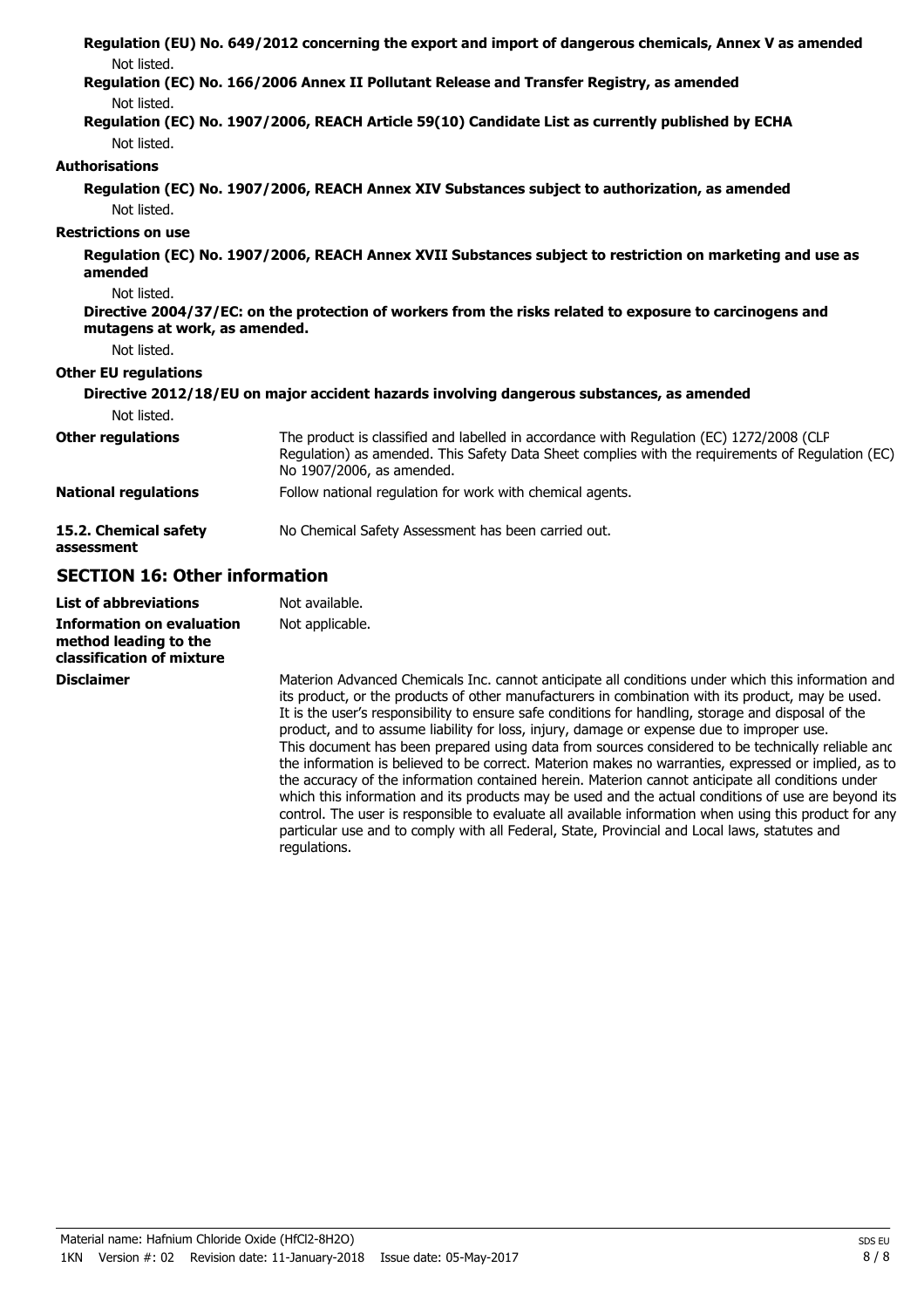**Regulation (EU) No. 649/2012 concerning the export and import of dangerous chemicals, Annex V as amended**

Not listed.

**Regulation (EC) No. 166/2006 Annex II Pollutant Release and Transfer Registry, as amended**

Not listed.

**Regulation (EC) No. 1907/2006, REACH Article 59(10) Candidate List as currently published by ECHA**

Not listed.

**Authorisations**

**Regulation (EC) No. 1907/2006, REACH Annex XIV Substances subject to authorization, as amended**

Not listed.

**Restrictions on use**

**Regulation (EC) No. 1907/2006, REACH Annex XVII Substances subject to restriction on marketing and use as amended**

Not listed.

**Directive 2004/37/EC: on the protection of workers from the risks related to exposure to carcinogens and mutagens at work, as amended.**

Not listed.

**Other EU regulations**

**Directive 2012/18/EU on major accident hazards involving dangerous substances, as amended**

Not listed.

**Other regulations** The product is classified and labelled in accordance with Regulation (EC) 1272/2008 (CLP Regulation) as amended. This Safety Data Sheet complies with the requirements of Regulation (EC) No 1907/2006, as amended.

**National regulations** Follow national regulation for work with chemical agents.

**15.2. Chemical safety assessment** No Chemical Safety Assessment has been carried out.

## SECTION 16: Other information

**List of abbreviations** Not available.

**Information on evaluation method leading to the classification of mixture** Not applicable.

**Disclaimer** Materion Advanced Chemicals Inc. cannot anticipate all conditions under which this information and its product, or the products of other manufacturers in combination with its product, may be used. It is the user's responsibility to ensure safe conditions for handling, storage and disposal of the product, and to assume liability for loss, injury, damage or expense due to improper use. This document has been prepared using data from sources considered to be technically reliable and the information is believed to be correct. Materion makes no warranties, expressed or implied, as to the accuracy of the information contained herein. Materion cannot anticipate all conditions under which this information and its products may be used and the actual conditions of use are beyond its control. The user is responsible to evaluate all available information when using this product for any particular use and to comply with all Federal, State, Provincial and Local laws, statutes and regulations.